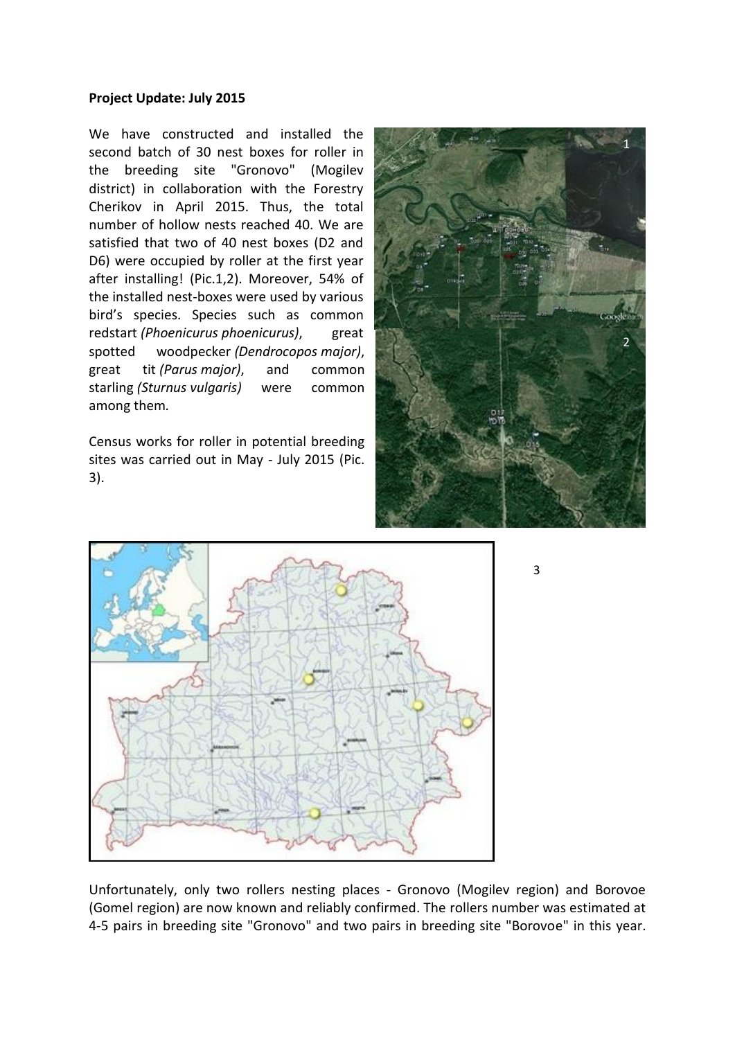**Project Update: July 2015**

We have constructed and installed the second batch of 30 nest boxes for roller in the breeding site "Gronovo" (Mogilev district) in collaboration with the Forestry Cherikov in April 2015. Thus, the total number of hollow nests reached 40. We are satisfied that two of 40 nest boxes (D2 and D6) were occupied by roller at the first year after installing! (Pic.1,2). Moreover, 54% of the installed nest-boxes were used by various bird's species. Species such as common redstart *(Phoenicurus phoenicurus)*, great spotted woodpecker *(Dendrocopos major)*, great tit *(Parus major)*, and common starling *(Sturnus vulgaris)* were common among them.

Census works for roller in potential breeding sites was carried out in May - July 2015 (Pic. 3).

Unfortunately, only two rollers nesting places - Gronovo (Mogilev region) and Borovoe (Gomel region) are now known and reliably confirmed. The rollers number was estimated at 4-5 pairs in breeding site "Gronovo" and two pairs in breeding site "Borovoe" in this year.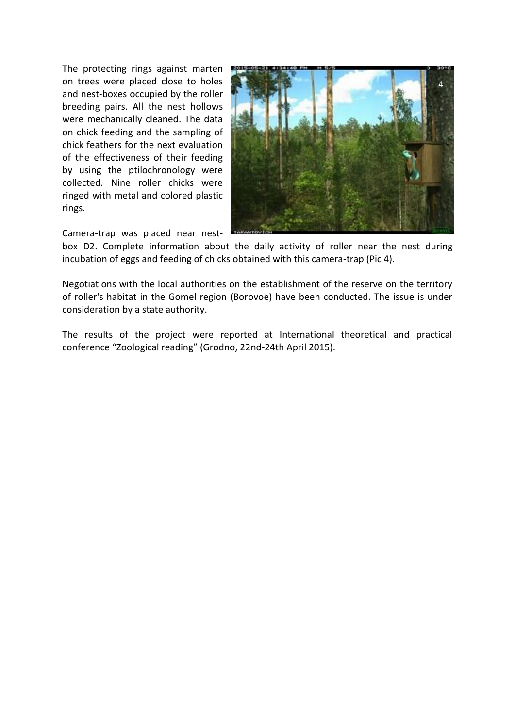The protecting rings against marten on trees were placed close to holes and nest-boxes occupied by the roller breeding pairs. All the nest hollows were mechanically cleaned. The data on chick feeding and the sampling of chick feathers for the next evaluation of the effectiveness of their feeding by using the ptilochronology were collected. Nine roller chicks were ringed with metal and colored plastic rings.

Camera-trap was placed near nest-box D2. Complete information about the daily activity of roller near the nest during incubation of eggs and feeding of chicks obtained with this camera-trap (Pic 4).

Negotiations with the local authorities on the establishment of the reserve on the territory of roller's habitat in the Gomel region (Borovoe) have been conducted. The issue is under consideration by a state authority.

The results of the project were reported at International theoretical and practical conference "Zoological reading" (Grodno, 22nd-24th April 2015).